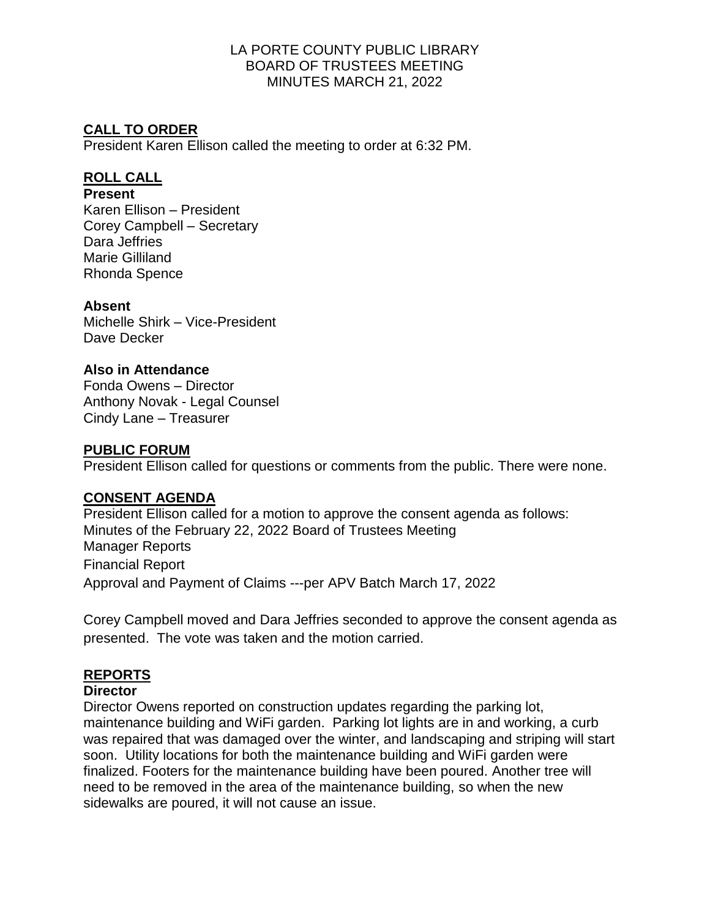# LA PORTE COUNTY PUBLIC LIBRARY
# BOARD OF TRUSTEES MEETING
# MINUTES MARCH 21, 2022

## CALL TO ORDER

President Karen Ellison called the meeting to order at 6:32 PM.

## ROLL CALL

**Present**

Karen Ellison – President
Corey Campbell – Secretary
Dara Jeffries
Marie Gilliland
Rhonda Spence

**Absent**

Michelle Shirk – Vice-President
Dave Decker

**Also in Attendance**

Fonda Owens – Director
Anthony Novak - Legal Counsel
Cindy Lane – Treasurer

## PUBLIC FORUM

President Ellison called for questions or comments from the public. There were none.

## CONSENT AGENDA

President Ellison called for a motion to approve the consent agenda as follows:
Minutes of the February 22, 2022 Board of Trustees Meeting
Manager Reports
Financial Report
Approval and Payment of Claims ---per APV Batch March 17, 2022

Corey Campbell moved and Dara Jeffries seconded to approve the consent agenda as presented. The vote was taken and the motion carried.

## REPORTS

**Director**

Director Owens reported on construction updates regarding the parking lot, maintenance building and WiFi garden. Parking lot lights are in and working, a curb was repaired that was damaged over the winter, and landscaping and striping will start soon. Utility locations for both the maintenance building and WiFi garden were finalized. Footers for the maintenance building have been poured. Another tree will need to be removed in the area of the maintenance building, so when the new sidewalks are poured, it will not cause an issue.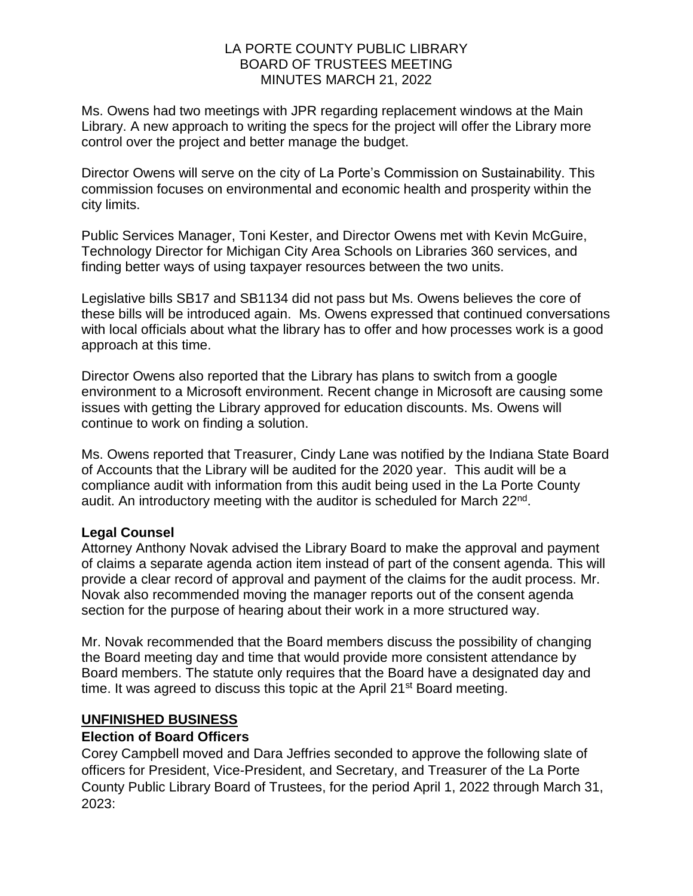Ms. Owens had two meetings with JPR regarding replacement windows at the Main Library. A new approach to writing the specs for the project will offer the Library more control over the project and better manage the budget.

Director Owens will serve on the city of La Porte's Commission on Sustainability. This commission focuses on environmental and economic health and prosperity within the city limits.

Public Services Manager, Toni Kester, and Director Owens met with Kevin McGuire, Technology Director for Michigan City Area Schools on Libraries 360 services, and finding better ways of using taxpayer resources between the two units.

Legislative bills SB17 and SB1134 did not pass but Ms. Owens believes the core of these bills will be introduced again. Ms. Owens expressed that continued conversations with local officials about what the library has to offer and how processes work is a good approach at this time.

Director Owens also reported that the Library has plans to switch from a google environment to a Microsoft environment. Recent change in Microsoft are causing some issues with getting the Library approved for education discounts. Ms. Owens will continue to work on finding a solution.

Ms. Owens reported that Treasurer, Cindy Lane was notified by the Indiana State Board of Accounts that the Library will be audited for the 2020 year. This audit will be a compliance audit with information from this audit being used in the La Porte County audit. An introductory meeting with the auditor is scheduled for March 22nd.

**Legal Counsel**
Attorney Anthony Novak advised the Library Board to make the approval and payment of claims a separate agenda action item instead of part of the consent agenda. This will provide a clear record of approval and payment of the claims for the audit process. Mr. Novak also recommended moving the manager reports out of the consent agenda section for the purpose of hearing about their work in a more structured way.

Mr. Novak recommended that the Board members discuss the possibility of changing the Board meeting day and time that would provide more consistent attendance by Board members. The statute only requires that the Board have a designated day and time. It was agreed to discuss this topic at the April 21st Board meeting.

## UNFINISHED BUSINESS

**Election of Board Officers**
Corey Campbell moved and Dara Jeffries seconded to approve the following slate of officers for President, Vice-President, and Secretary, and Treasurer of the La Porte County Public Library Board of Trustees, for the period April 1, 2022 through March 31, 2023: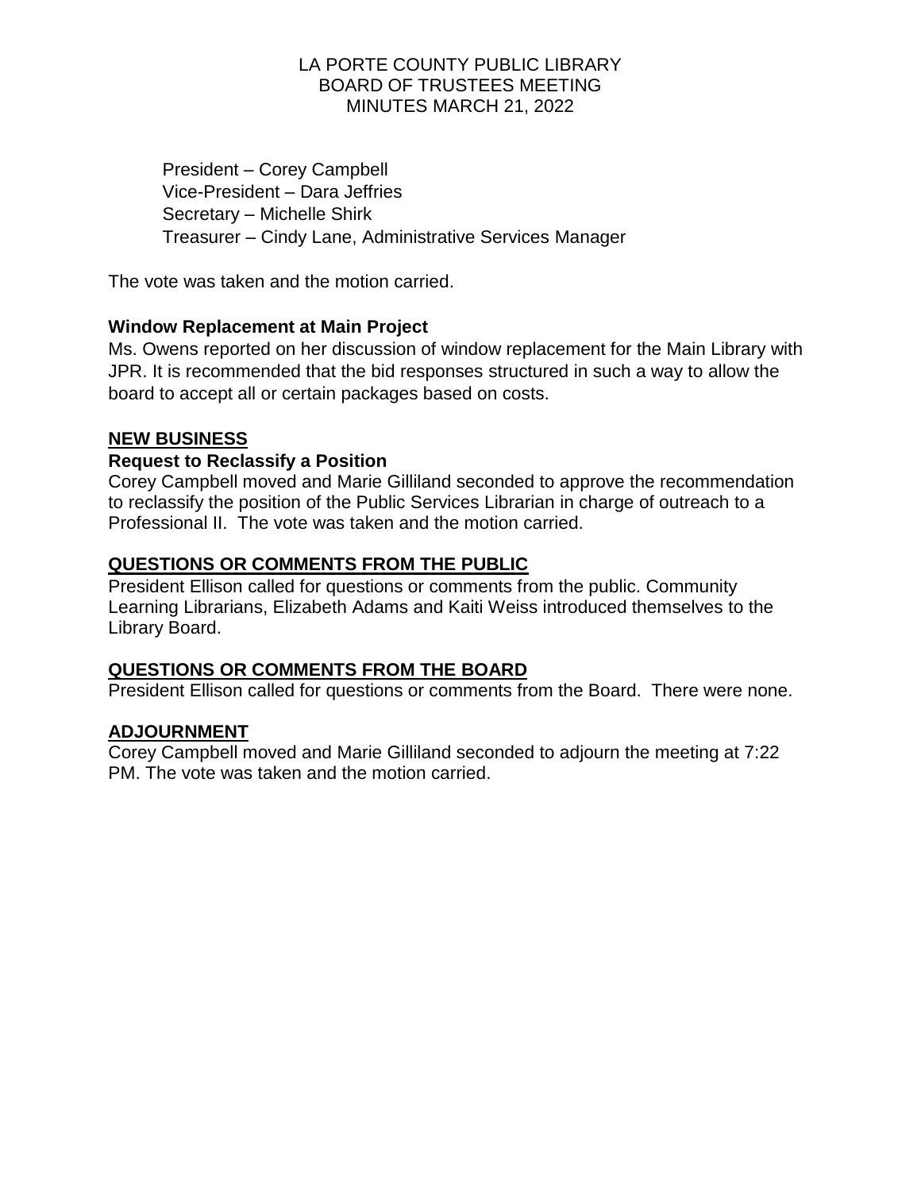LA PORTE COUNTY PUBLIC LIBRARY
BOARD OF TRUSTEES MEETING
MINUTES MARCH 21, 2022

President – Corey Campbell
Vice-President – Dara Jeffries
Secretary – Michelle Shirk
Treasurer – Cindy Lane, Administrative Services Manager

The vote was taken and the motion carried.

**Window Replacement at Main Project**

Ms. Owens reported on her discussion of window replacement for the Main Library with JPR. It is recommended that the bid responses structured in such a way to allow the board to accept all or certain packages based on costs.

## NEW BUSINESS

**Request to Reclassify a Position**

Corey Campbell moved and Marie Gilliland seconded to approve the recommendation to reclassify the position of the Public Services Librarian in charge of outreach to a Professional II. The vote was taken and the motion carried.

## QUESTIONS OR COMMENTS FROM THE PUBLIC

President Ellison called for questions or comments from the public. Community Learning Librarians, Elizabeth Adams and Kaiti Weiss introduced themselves to the Library Board.

## QUESTIONS OR COMMENTS FROM THE BOARD

President Ellison called for questions or comments from the Board. There were none.

## ADJOURNMENT

Corey Campbell moved and Marie Gilliland seconded to adjourn the meeting at 7:22 PM. The vote was taken and the motion carried.